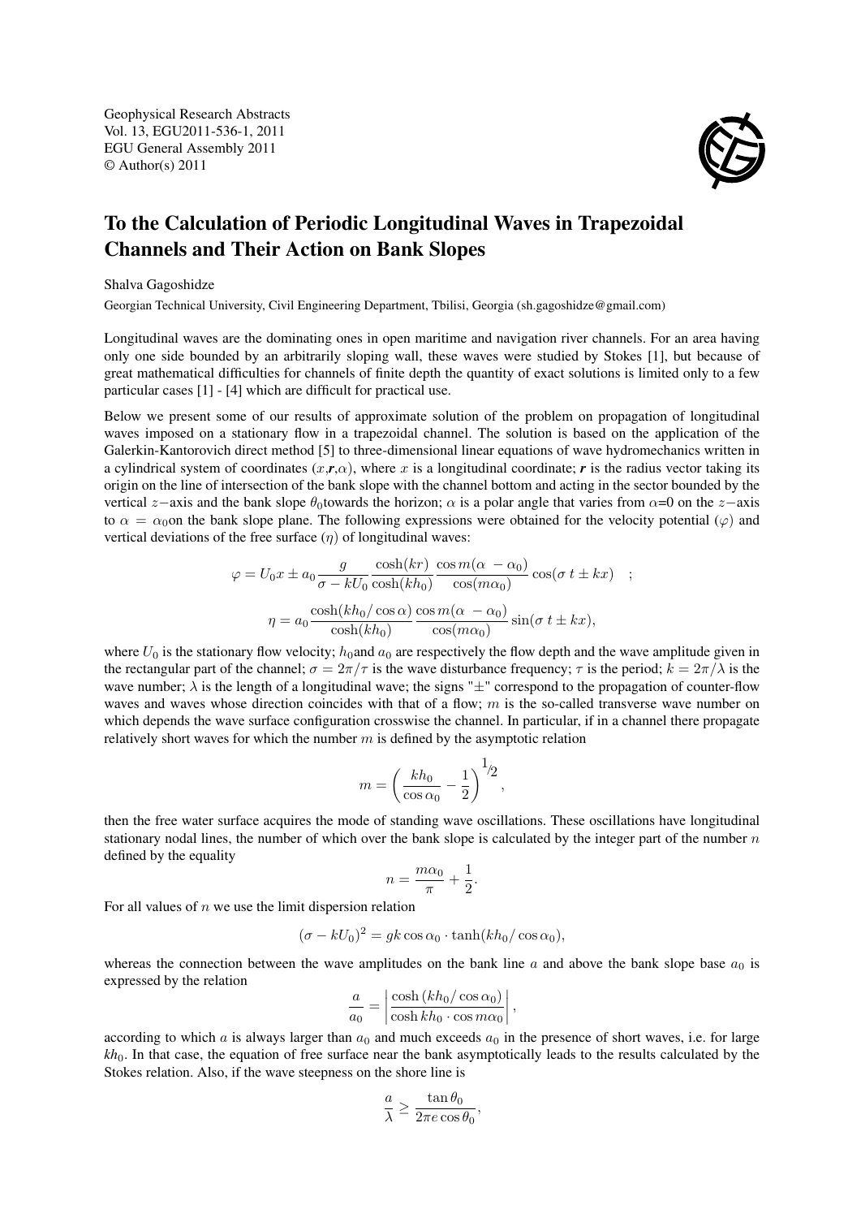Geophysical Research Abstracts
Vol. 13, EGU2011-536-1, 2011
EGU General Assembly 2011
© Author(s) 2011

# To the Calculation of Periodic Longitudinal Waves in Trapezoidal Channels and Their Action on Bank Slopes

Shalva Gagoshidze

Georgian Technical University, Civil Engineering Department, Tbilisi, Georgia (sh.gagoshidze@gmail.com)

Longitudinal waves are the dominating ones in open maritime and navigation river channels. For an area having only one side bounded by an arbitrarily sloping wall, these waves were studied by Stokes [1], but because of great mathematical difficulties for channels of finite depth the quantity of exact solutions is limited only to a few particular cases [1] - [4] which are difficult for practical use.

Below we present some of our results of approximate solution of the problem on propagation of longitudinal waves imposed on a stationary flow in a trapezoidal channel. The solution is based on the application of the Galerkin-Kantorovich direct method [5] to three-dimensional linear equations of wave hydromechanics written in a cylindrical system of coordinates ($x$,$\boldsymbol{r}$,$\alpha$), where $x$ is a longitudinal coordinate; $\boldsymbol{r}$ is the radius vector taking its origin on the line of intersection of the bank slope with the channel bottom and acting in the sector bounded by the vertical $z-$axis and the bank slope $\theta_0$towards the horizon; $\alpha$ is a polar angle that varies from $\alpha$=0 on the $z-$axis to $\alpha = \alpha_0$on the bank slope plane. The following expressions were obtained for the velocity potential ($\varphi$) and vertical deviations of the free surface ($\eta$) of longitudinal waves:

$$\varphi = U_0 x \pm a_0 \frac{g}{\sigma - kU_0} \frac{\cosh(kr)}{\cosh(kh_0)} \frac{\cos m(\alpha - \alpha_0)}{\cos(m\alpha_0)} \cos(\sigma t \pm kx) \quad ;$$

$$\eta = a_0 \frac{\cosh(kh_0/\cos\alpha)}{\cosh(kh_0)} \frac{\cos m(\alpha - \alpha_0)}{\cos(m\alpha_0)} \sin(\sigma t \pm kx),$$

where $U_0$ is the stationary flow velocity; $h_0$and $a_0$ are respectively the flow depth and the wave amplitude given in the rectangular part of the channel; $\sigma = 2\pi/\tau$ is the wave disturbance frequency; $\tau$ is the period; $k = 2\pi/\lambda$ is the wave number; $\lambda$ is the length of a longitudinal wave; the signs "$\pm$" correspond to the propagation of counter-flow waves and waves whose direction coincides with that of a flow; $m$ is the so-called transverse wave number on which depends the wave surface configuration crosswise the channel. In particular, if in a channel there propagate relatively short waves for which the number $m$ is defined by the asymptotic relation

$$m = \left(\frac{kh_0}{\cos\alpha_0} - \frac{1}{2}\right)^{1/2},$$

then the free water surface acquires the mode of standing wave oscillations. These oscillations have longitudinal stationary nodal lines, the number of which over the bank slope is calculated by the integer part of the number $n$ defined by the equality

$$n = \frac{m\alpha_0}{\pi} + \frac{1}{2}.$$

For all values of $n$ we use the limit dispersion relation

$$(\sigma - kU_0)^2 = gk\cos\alpha_0 \cdot \tanh(kh_0/\cos\alpha_0),$$

whereas the connection between the wave amplitudes on the bank line $a$ and above the bank slope base $a_0$ is expressed by the relation

$$\frac{a}{a_0} = \left|\frac{\cosh(kh_0/\cos\alpha_0)}{\cosh kh_0 \cdot \cos m\alpha_0}\right|,$$

according to which $a$ is always larger than $a_0$ and much exceeds $a_0$ in the presence of short waves, i.e. for large $kh_0$. In that case, the equation of free surface near the bank asymptotically leads to the results calculated by the Stokes relation. Also, if the wave steepness on the shore line is

$$\frac{a}{\lambda} \geq \frac{\tan\theta_0}{2\pi e \cos\theta_0},$$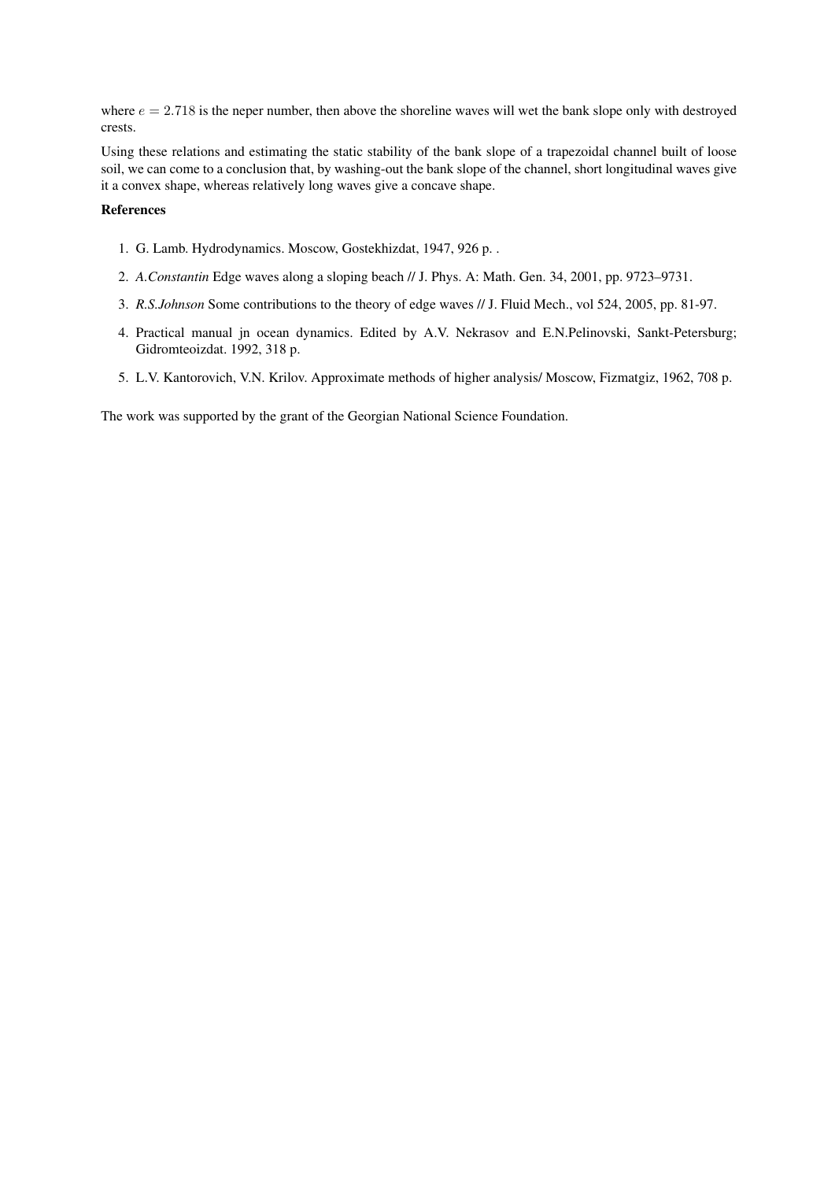where $e = 2.718$ is the neper number, then above the shoreline waves will wet the bank slope only with destroyed crests.

Using these relations and estimating the static stability of the bank slope of a trapezoidal channel built of loose soil, we can come to a conclusion that, by washing-out the bank slope of the channel, short longitudinal waves give it a convex shape, whereas relatively long waves give a concave shape.

**References**

1. G. Lamb. Hydrodynamics. Moscow, Gostekhizdat, 1947, 926 p. .
2. *A.Constantin* Edge waves along a sloping beach // J. Phys. A: Math. Gen. 34, 2001, pp. 9723–9731.
3. *R.S.Johnson* Some contributions to the theory of edge waves // J. Fluid Mech., vol 524, 2005, pp. 81-97.
4. Practical manual jn ocean dynamics. Edited by A.V. Nekrasov and E.N.Pelinovski, Sankt-Petersburg; Gidromteoizdat. 1992, 318 p.
5. L.V. Kantorovich, V.N. Krilov. Approximate methods of higher analysis/ Moscow, Fizmatgiz, 1962, 708 p.

The work was supported by the grant of the Georgian National Science Foundation.